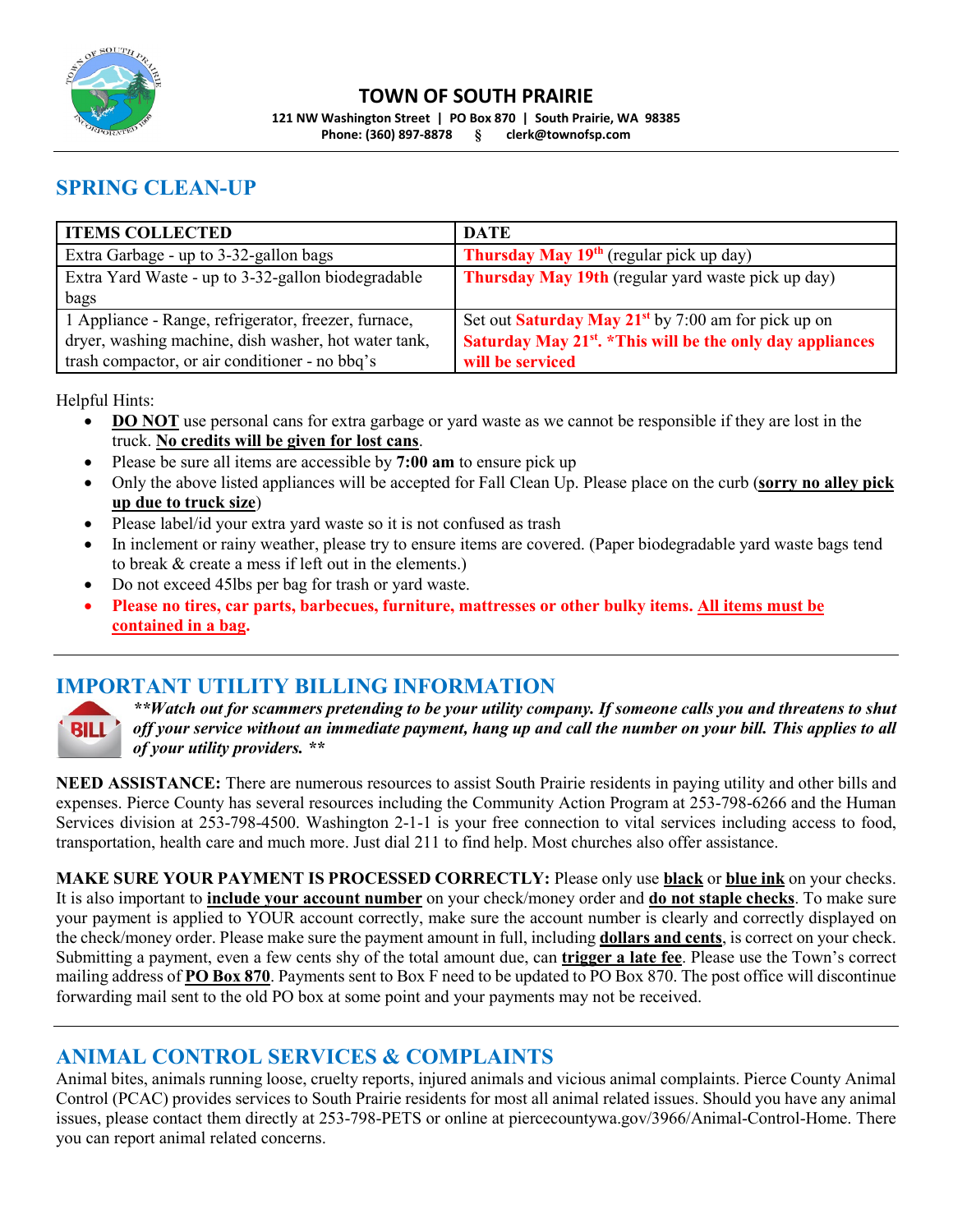# TOWN OF SOUTH PRAIRIE

**121 NW Washington Street | PO Box 870 | South Prairie, WA 98385**
**Phone: (360) 897-8878 § clerk@townofsp.com**

## SPRING CLEAN-UP

| ITEMS COLLECTED | DATE |
|---|---|
| Extra Garbage - up to 3-32-gallon bags | **Thursday May 19th** (regular pick up day) |
| Extra Yard Waste - up to 3-32-gallon biodegradable bags | **Thursday May 19th** (regular yard waste pick up day) |
| 1 Appliance - Range, refrigerator, freezer, furnace, dryer, washing machine, dish washer, hot water tank, trash compactor, or air conditioner - no bbq's | Set out **Saturday May 21st** by 7:00 am for pick up on **Saturday May 21st. *This will be the only day appliances will be serviced** |

Helpful Hints:

- **DO NOT** use personal cans for extra garbage or yard waste as we cannot be responsible if they are lost in the truck. **No credits will be given for lost cans**.
- Please be sure all items are accessible by **7:00 am** to ensure pick up
- Only the above listed appliances will be accepted for Fall Clean Up. Please place on the curb (**sorry no alley pick up due to truck size**)
- Please label/id your extra yard waste so it is not confused as trash
- In inclement or rainy weather, please try to ensure items are covered. (Paper biodegradable yard waste bags tend to break & create a mess if left out in the elements.)
- Do not exceed 45lbs per bag for trash or yard waste.
- **Please no tires, car parts, barbecues, furniture, mattresses or other bulky items. All items must be contained in a bag.**

## IMPORTANT UTILITY BILLING INFORMATION

***\*\*Watch out for scammers pretending to be your utility company. If someone calls you and threatens to shut off your service without an immediate payment, hang up and call the number on your bill. This applies to all of your utility providers. \*\****

**NEED ASSISTANCE:** There are numerous resources to assist South Prairie residents in paying utility and other bills and expenses. Pierce County has several resources including the Community Action Program at 253-798-6266 and the Human Services division at 253-798-4500. Washington 2-1-1 is your free connection to vital services including access to food, transportation, health care and much more. Just dial 211 to find help. Most churches also offer assistance.

**MAKE SURE YOUR PAYMENT IS PROCESSED CORRECTLY:** Please only use **black** or **blue ink** on your checks. It is also important to **include your account number** on your check/money order and **do not staple checks**. To make sure your payment is applied to YOUR account correctly, make sure the account number is clearly and correctly displayed on the check/money order. Please make sure the payment amount in full, including **dollars and cents**, is correct on your check. Submitting a payment, even a few cents shy of the total amount due, can **trigger a late fee**. Please use the Town's correct mailing address of **PO Box 870**. Payments sent to Box F need to be updated to PO Box 870. The post office will discontinue forwarding mail sent to the old PO box at some point and your payments may not be received.

## ANIMAL CONTROL SERVICES & COMPLAINTS

Animal bites, animals running loose, cruelty reports, injured animals and vicious animal complaints. Pierce County Animal Control (PCAC) provides services to South Prairie residents for most all animal related issues. Should you have any animal issues, please contact them directly at 253-798-PETS or online at piercecountywa.gov/3966/Animal-Control-Home. There you can report animal related concerns.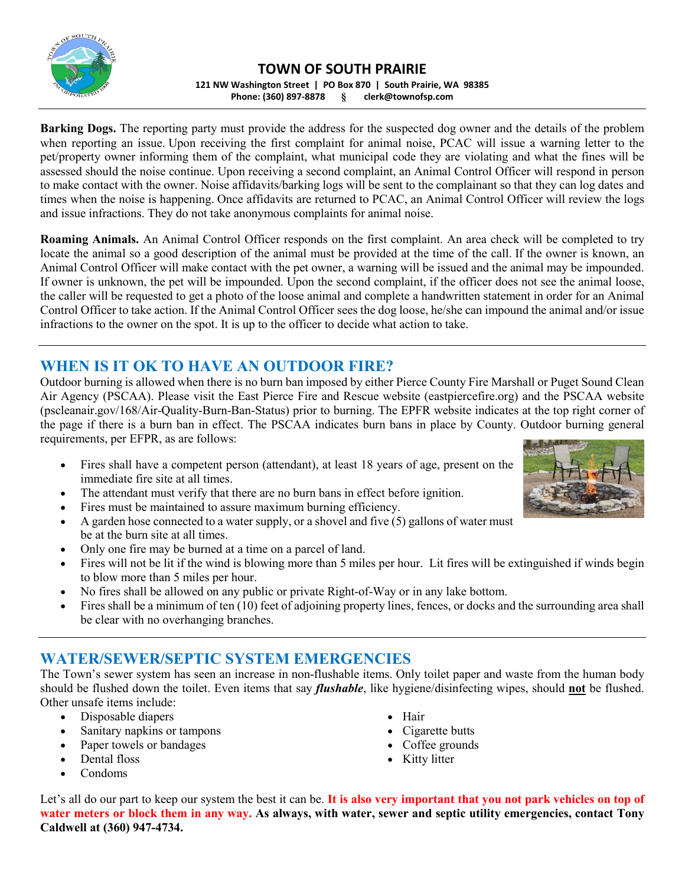# TOWN OF SOUTH PRAIRIE

**121 NW Washington Street | PO Box 870 | South Prairie, WA 98385**
**Phone: (360) 897-8878 § clerk@townofsp.com**

**Barking Dogs.** The reporting party must provide the address for the suspected dog owner and the details of the problem when reporting an issue. Upon receiving the first complaint for animal noise, PCAC will issue a warning letter to the pet/property owner informing them of the complaint, what municipal code they are violating and what the fines will be assessed should the noise continue. Upon receiving a second complaint, an Animal Control Officer will respond in person to make contact with the owner. Noise affidavits/barking logs will be sent to the complainant so that they can log dates and times when the noise is happening. Once affidavits are returned to PCAC, an Animal Control Officer will review the logs and issue infractions. They do not take anonymous complaints for animal noise.

**Roaming Animals.** An Animal Control Officer responds on the first complaint. An area check will be completed to try locate the animal so a good description of the animal must be provided at the time of the call. If the owner is known, an Animal Control Officer will make contact with the pet owner, a warning will be issued and the animal may be impounded. If owner is unknown, the pet will be impounded. Upon the second complaint, if the officer does not see the animal loose, the caller will be requested to get a photo of the loose animal and complete a handwritten statement in order for an Animal Control Officer to take action. If the Animal Control Officer sees the dog loose, he/she can impound the animal and/or issue infractions to the owner on the spot. It is up to the officer to decide what action to take.

## WHEN IS IT OK TO HAVE AN OUTDOOR FIRE?

Outdoor burning is allowed when there is no burn ban imposed by either Pierce County Fire Marshall or Puget Sound Clean Air Agency (PSCAA). Please visit the East Pierce Fire and Rescue website (eastpiercefire.org) and the PSCAA website (pscleanair.gov/168/Air-Quality-Burn-Ban-Status) prior to burning. The EPFR website indicates at the top right corner of the page if there is a burn ban in effect. The PSCAA indicates burn bans in place by County. Outdoor burning general requirements, per EFPR, as are follows:

- Fires shall have a competent person (attendant), at least 18 years of age, present on the immediate fire site at all times.
- The attendant must verify that there are no burn bans in effect before ignition.
- Fires must be maintained to assure maximum burning efficiency.
- A garden hose connected to a water supply, or a shovel and five (5) gallons of water must be at the burn site at all times.
- Only one fire may be burned at a time on a parcel of land.
- Fires will not be lit if the wind is blowing more than 5 miles per hour. Lit fires will be extinguished if winds begin to blow more than 5 miles per hour.
- No fires shall be allowed on any public or private Right-of-Way or in any lake bottom.
- Fires shall be a minimum of ten (10) feet of adjoining property lines, fences, or docks and the surrounding area shall be clear with no overhanging branches.

## WATER/SEWER/SEPTIC SYSTEM EMERGENCIES

The Town's sewer system has seen an increase in non-flushable items. Only toilet paper and waste from the human body should be flushed down the toilet. Even items that say ***flushable***, like hygiene/disinfecting wipes, should **not** be flushed. Other unsafe items include:

- Disposable diapers
- Sanitary napkins or tampons
- Paper towels or bandages
- Dental floss
- Condoms
- Hair
- Cigarette butts
- Coffee grounds
- Kitty litter

Let's all do our part to keep our system the best it can be. **It is also very important that you not park vehicles on top of water meters or block them in any way. As always, with water, sewer and septic utility emergencies, contact Tony Caldwell at (360) 947-4734.**